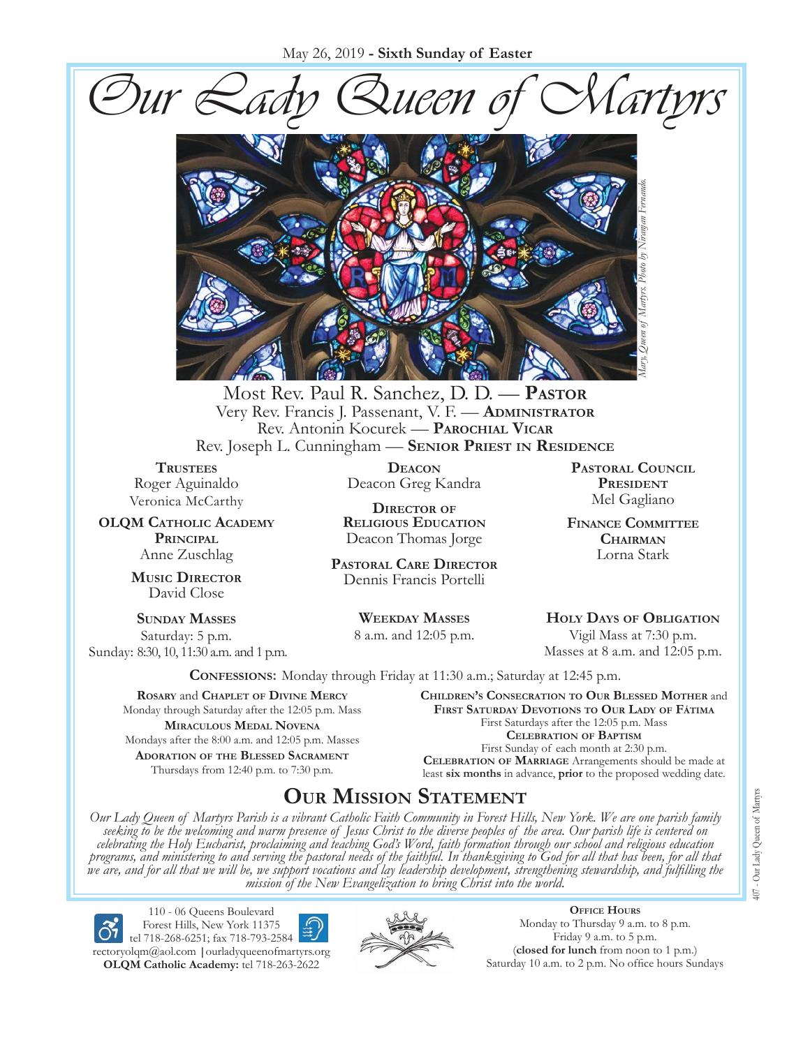May 26, 2019 - **Sixth Sunday of Easter**

# Our Lady Queen of Martyrs

*Mary, Queen of Martyrs. Photo by Niranjan Fernando.*

Most Rev. Paul R. Sanchez, D. D. — **Pastor**
Very Rev. Francis J. Passenant, V. F. — **Administrator**
Rev. Antonin Kocurek — **Parochial Vicar**
Rev. Joseph L. Cunningham — **Senior Priest in Residence**

**Trustees**
Roger Aguinaldo
Veronica McCarthy

**OLQM Catholic Academy Principal**
Anne Zuschlag

**Music Director**
David Close

**Deacon**
Deacon Greg Kandra

**Director of Religious Education**
Deacon Thomas Jorge

**Pastoral Care Director**
Dennis Francis Portelli

**Pastoral Council President**
Mel Gagliano

**Finance Committee Chairman**
Lorna Stark

**Sunday Masses**
Saturday: 5 p.m.
Sunday: 8:30, 10, 11:30 a.m. and 1 p.m.

**Weekday Masses**
8 a.m. and 12:05 p.m.

**Holy Days of Obligation**
Vigil Mass at 7:30 p.m.
Masses at 8 a.m. and 12:05 p.m.

**Confessions:** Monday through Friday at 11:30 a.m.; Saturday at 12:45 p.m.

**Rosary** and **Chaplet of Divine Mercy**
Monday through Saturday after the 12:05 p.m. Mass

**Miraculous Medal Novena**
Mondays after the 8:00 a.m. and 12:05 p.m. Masses

**Adoration of the Blessed Sacrament**
Thursdays from 12:40 p.m. to 7:30 p.m.

**Children's Consecration to Our Blessed Mother** and **First Saturday Devotions to Our Lady of Fátima**
First Saturdays after the 12:05 p.m. Mass

**Celebration of Baptism**
First Sunday of each month at 2:30 p.m.

**Celebration of Marriage** Arrangements should be made at least **six months** in advance, **prior** to the proposed wedding date.

## Our Mission Statement

*Our Lady Queen of Martyrs Parish is a vibrant Catholic Faith Community in Forest Hills, New York. We are one parish family seeking to be the welcoming and warm presence of Jesus Christ to the diverse peoples of the area. Our parish life is centered on celebrating the Holy Eucharist, proclaiming and teaching God's Word, faith formation through our school and religious education programs, and ministering to and serving the pastoral needs of the faithful. In thanksgiving to God for all that has been, for all that we are, and for all that we will be, we support vocations and lay leadership development, strengthening stewardship, and fulfilling the mission of the New Evangelization to bring Christ into the world.*

110 - 06 Queens Boulevard
Forest Hills, New York 11375
tel 718-268-6251; fax 718-793-2584
rectoryolqm@aol.com | ourladyqueenofmartyrs.org
**OLQM Catholic Academy:** tel 718-263-2622

**Office Hours**
Monday to Thursday 9 a.m. to 8 p.m.
Friday 9 a.m. to 5 p.m.
(**closed for lunch** from noon to 1 p.m.)
Saturday 10 a.m. to 2 p.m. No office hours Sundays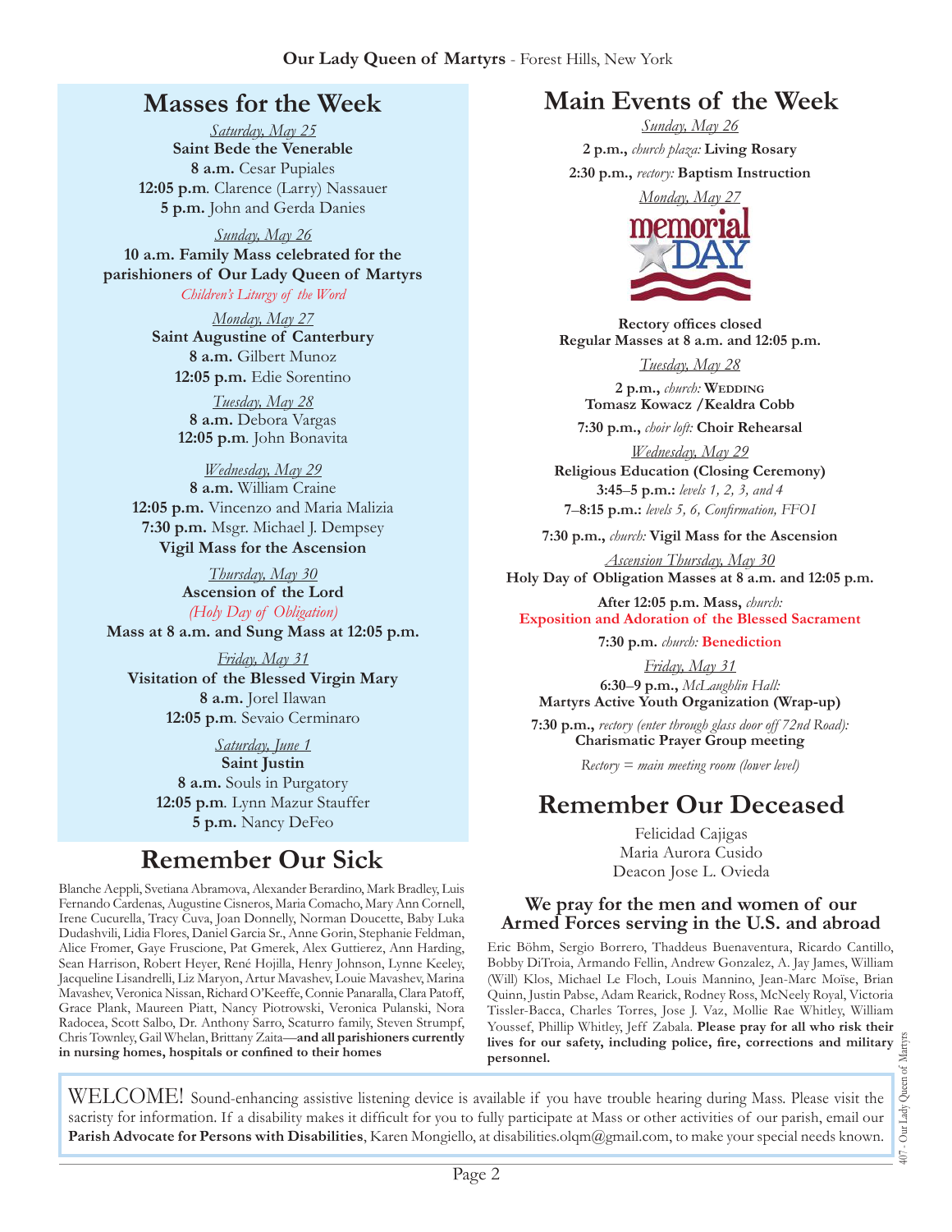**Our Lady Queen of Martyrs** - Forest Hills, New York

## Masses for the Week

*Saturday, May 25*
**Saint Bede the Venerable**
**8 a.m.** Cesar Pupiales
**12:05 p.m**. Clarence (Larry) Nassauer
**5 p.m.** John and Gerda Danies

*Sunday, May 26*
**10 a.m. Family Mass celebrated for the parishioners of Our Lady Queen of Martyrs**
*Children's Liturgy of the Word*

*Monday, May 27*
**Saint Augustine of Canterbury**
**8 a.m.** Gilbert Munoz
**12:05 p.m.** Edie Sorentino

*Tuesday, May 28*
**8 a.m.** Debora Vargas
**12:05 p.m**. John Bonavita

*Wednesday, May 29*
**8 a.m.** William Craine
**12:05 p.m.** Vincenzo and Maria Malizia
**7:30 p.m.** Msgr. Michael J. Dempsey
**Vigil Mass for the Ascension**

*Thursday, May 30*
**Ascension of the Lord**
*(Holy Day of Obligation)*
**Mass at 8 a.m. and Sung Mass at 12:05 p.m.**

*Friday, May 31*
**Visitation of the Blessed Virgin Mary**
**8 a.m.** Jorel Ilawan
**12:05 p.m**. Sevaio Cerminaro

*Saturday, June 1*
**Saint Justin**
**8 a.m.** Souls in Purgatory
**12:05 p.m**. Lynn Mazur Stauffer
**5 p.m.** Nancy DeFeo

## Remember Our Sick

Blanche Aeppli, Svetiana Abramova, Alexander Berardino, Mark Bradley, Luis Fernando Cardenas, Augustine Cisneros, Maria Comacho, Mary Ann Cornell, Irene Cucurella, Tracy Cuva, Joan Donnelly, Norman Doucette, Baby Luka Dudashvili, Lidia Flores, Daniel Garcia Sr., Anne Gorin, Stephanie Feldman, Alice Fromer, Gaye Fruscione, Pat Gmerek, Alex Guttierez, Ann Harding, Sean Harrison, Robert Heyer, René Hojilla, Henry Johnson, Lynne Keeley, Jacqueline Lisandrelli, Liz Maryon, Artur Mavashev, Louie Mavashev, Marina Mavashev, Veronica Nissan, Richard O'Keeffe, Connie Panaralla, Clara Patoff, Grace Plank, Maureen Piatt, Nancy Piotrowski, Veronica Pulanski, Nora Radocea, Scott Salbo, Dr. Anthony Sarro, Scaturro family, Steven Strumpf, Chris Townley, Gail Whelan, Brittany Zaita—**and all parishioners currently in nursing homes, hospitals or confined to their homes**

## Main Events of the Week

*Sunday, May 26*
**2 p.m.,** *church plaza:* **Living Rosary**
**2:30 p.m.,** *rectory:* **Baptism Instruction**

*Monday, May 27*
memorial DAY
**Rectory offices closed**
**Regular Masses at 8 a.m. and 12:05 p.m.**

*Tuesday, May 28*
**2 p.m.,** *church:* **Wedding**
**Tomasz Kowacz /Kealdra Cobb**
**7:30 p.m.,** *choir loft:* **Choir Rehearsal**

*Wednesday, May 29*
**Religious Education (Closing Ceremony)**
**3:45–5 p.m.:** *levels 1, 2, 3, and 4*
**7–8:15 p.m.:** *levels 5, 6, Confirmation, FFOI*
**7:30 p.m.,** *church:* **Vigil Mass for the Ascension**

*Ascension Thursday, May 30*
**Holy Day of Obligation Masses at 8 a.m. and 12:05 p.m.**
**After 12:05 p.m. Mass,** *church:*
**Exposition and Adoration of the Blessed Sacrament**
**7:30 p.m.** *church:* **Benediction**

*Friday, May 31*
**6:30–9 p.m.,** *McLaughlin Hall:*
**Martyrs Active Youth Organization (Wrap-up)**
**7:30 p.m.,** *rectory (enter through glass door off 72nd Road):* **Charismatic Prayer Group meeting**

*Rectory = main meeting room (lower level)*

## Remember Our Deceased

Felicidad Cajigas
Maria Aurora Cusido
Deacon Jose L. Ovieda

### We pray for the men and women of our Armed Forces serving in the U.S. and abroad

Eric Böhm, Sergio Borrero, Thaddeus Buenaventura, Ricardo Cantillo, Bobby DiTroia, Armando Fellin, Andrew Gonzalez, A. Jay James, William (Will) Klos, Michael Le Floch, Louis Mannino, Jean-Marc Moise, Brian Quinn, Justin Pabse, Adam Rearick, Rodney Ross, McNeely Royal, Victoria Tissler-Bacca, Charles Torres, Jose J. Vaz, Mollie Rae Whitley, William Youssef, Phillip Whitley, Jeff Zabala. **Please pray for all who risk their lives for our safety, including police, fire, corrections and military personnel.**

WELCOME! Sound-enhancing assistive listening device is available if you have trouble hearing during Mass. Please visit the sacristy for information. If a disability makes it difficult for you to fully participate at Mass or other activities of our parish, email our **Parish Advocate for Persons with Disabilities**, Karen Mongiello, at disabilities.olqm@gmail.com, to make your special needs known.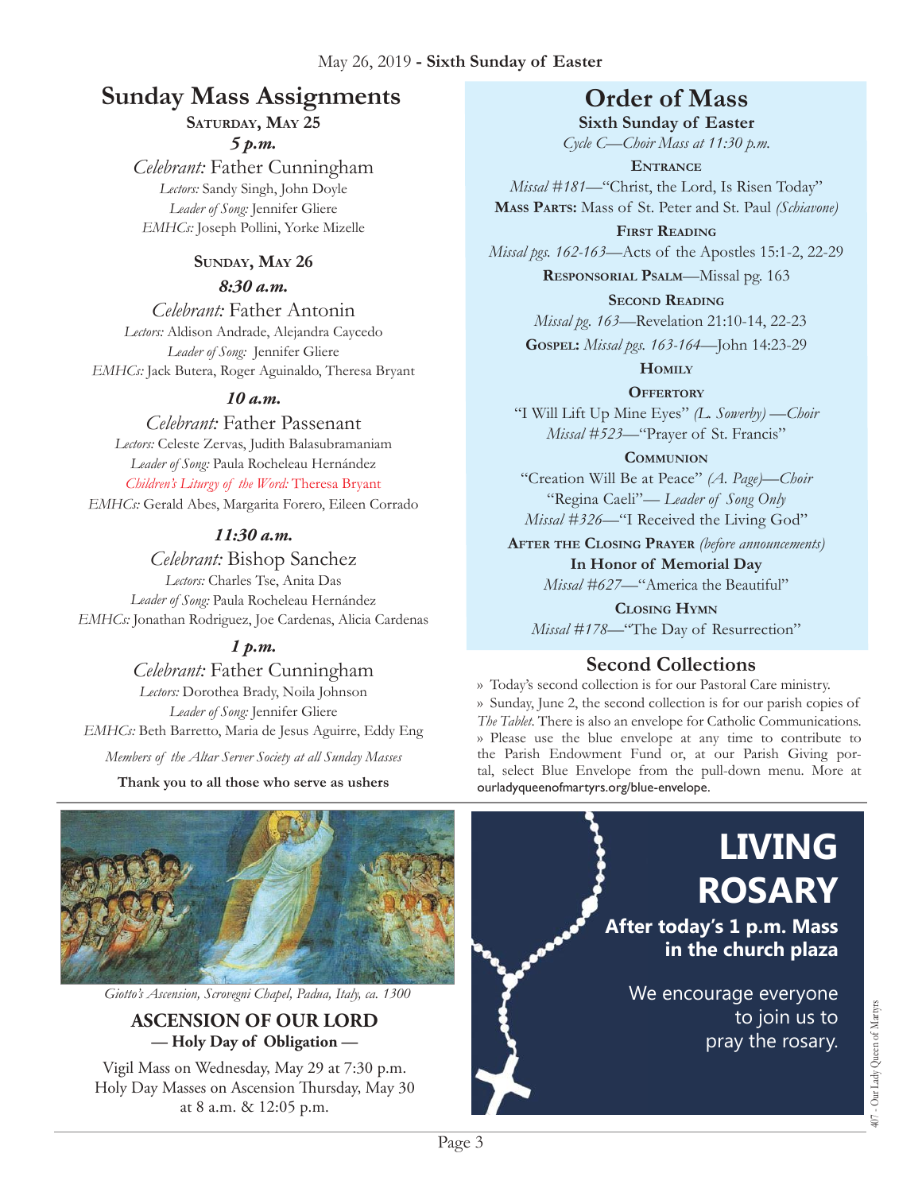May 26, 2019 - **Sixth Sunday of Easter**

## Sunday Mass Assignments

**Saturday, May 25**

***5 p.m.***

*Celebrant:* Father Cunningham
*Lectors:* Sandy Singh, John Doyle
*Leader of Song:* Jennifer Gliere
*EMHCs:* Joseph Pollini, Yorke Mizelle

**Sunday, May 26**

***8:30 a.m.***

*Celebrant:* Father Antonin
*Lectors:* Aldison Andrade, Alejandra Caycedo
*Leader of Song:* Jennifer Gliere
*EMHCs:* Jack Butera, Roger Aguinaldo, Theresa Bryant

***10 a.m.***

*Celebrant:* Father Passenant
*Lectors:* Celeste Zervas, Judith Balasubramaniam
*Leader of Song:* Paula Rocheleau Hernández
*Children's Liturgy of the Word:* Theresa Bryant
*EMHCs:* Gerald Abes, Margarita Forero, Eileen Corrado

***11:30 a.m.***

*Celebrant:* Bishop Sanchez
*Lectors:* Charles Tse, Anita Das
*Leader of Song:* Paula Rocheleau Hernández
*EMHCs:* Jonathan Rodriguez, Joe Cardenas, Alicia Cardenas

***1 p.m.***

*Celebrant:* Father Cunningham
*Lectors:* Dorothea Brady, Noila Johnson
*Leader of Song:* Jennifer Gliere
*EMHCs:* Beth Barretto, Maria de Jesus Aguirre, Eddy Eng

*Members of the Altar Server Society at all Sunday Masses*

**Thank you to all those who serve as ushers**

## Order of Mass

**Sixth Sunday of Easter**
*Cycle C—Choir Mass at 11:30 p.m.*

**Entrance**
*Missal #181*—"Christ, the Lord, Is Risen Today"

**Mass Parts:** Mass of St. Peter and St. Paul *(Schiavone)*

**First Reading**
*Missal pgs. 162-163*—Acts of the Apostles 15:1-2, 22-29

**Responsorial Psalm**—Missal pg. 163

**Second Reading**
*Missal pg. 163*—Revelation 21:10-14, 22-23

**Gospel:** *Missal pgs. 163-164*—John 14:23-29

**Homily**

**Offertory**
"I Will Lift Up Mine Eyes" *(L. Sowerby) —Choir*
*Missal #523*—"Prayer of St. Francis"

**Communion**
"Creation Will Be at Peace" *(A. Page)—Choir*
"Regina Caeli"— *Leader of Song Only*
*Missal #326*—"I Received the Living God"

**After the Closing Prayer** *(before announcements)*
**In Honor of Memorial Day**
*Missal #627*—"America the Beautiful"

**Closing Hymn**
*Missal #178*—"The Day of Resurrection"

## Second Collections

» Today's second collection is for our Pastoral Care ministry.
» Sunday, June 2, the second collection is for our parish copies of *The Tablet*. There is also an envelope for Catholic Communications.
» Please use the blue envelope at any time to contribute to the Parish Endowment Fund or, at our Parish Giving portal, select Blue Envelope from the pull-down menu. More at ourladyqueenofmartyrs.org/blue-envelope.

*Giotto's Ascension, Scrovegni Chapel, Padua, Italy, ca. 1300*

### ASCENSION OF OUR LORD
**— Holy Day of Obligation —**

Vigil Mass on Wednesday, May 29 at 7:30 p.m.
Holy Day Masses on Ascension Thursday, May 30 at 8 a.m. & 12:05 p.m.

## LIVING ROSARY

**After today's 1 p.m. Mass in the church plaza**

We encourage everyone to join us to pray the rosary.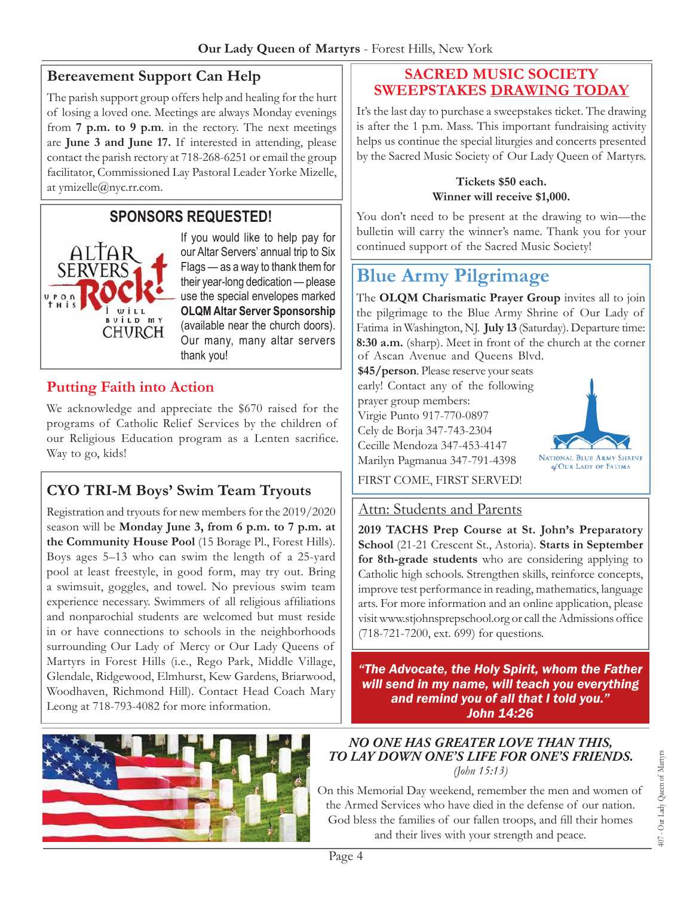## Bereavement Support Can Help

The parish support group offers help and healing for the hurt of losing a loved one. Meetings are always Monday evenings from **7 p.m. to 9 p.m**. in the rectory. The next meetings are **June 3 and June 17.** If interested in attending, please contact the parish rectory at 718-268-6251 or email the group facilitator, Commissioned Lay Pastoral Leader Yorke Mizelle, at ymizelle@nyc.rr.com.

## SPONSORS REQUESTED!

If you would like to help pay for our Altar Servers' annual trip to Six Flags — as a way to thank them for their year-long dedication — please use the special envelopes marked **OLQM Altar Server Sponsorship** (available near the church doors). Our many, many altar servers thank you!

## Putting Faith into Action

We acknowledge and appreciate the $670 raised for the programs of Catholic Relief Services by the children of our Religious Education program as a Lenten sacrifice. Way to go, kids!

## CYO TRI-M Boys' Swim Team Tryouts

Registration and tryouts for new members for the 2019/2020 season will be **Monday June 3, from 6 p.m. to 7 p.m. at the Community House Pool** (15 Borage Pl., Forest Hills). Boys ages 5–13 who can swim the length of a 25-yard pool at least freestyle, in good form, may try out. Bring a swimsuit, goggles, and towel. No previous swim team experience necessary. Swimmers of all religious affiliations and nonparochial students are welcomed but must reside in or have connections to schools in the neighborhoods surrounding Our Lady of Mercy or Our Lady Queens of Martyrs in Forest Hills (i.e., Rego Park, Middle Village, Glendale, Ridgewood, Elmhurst, Kew Gardens, Briarwood, Woodhaven, Richmond Hill). Contact Head Coach Mary Leong at 718-793-4082 for more information.

## SACRED MUSIC SOCIETY SWEEPSTAKES DRAWING TODAY

It's the last day to purchase a sweepstakes ticket. The drawing is after the 1 p.m. Mass. This important fundraising activity helps us continue the special liturgies and concerts presented by the Sacred Music Society of Our Lady Queen of Martyrs.

**Tickets $50 each.**
**Winner will receive $1,000.**

You don't need to be present at the drawing to win—the bulletin will carry the winner's name. Thank you for your continued support of the Sacred Music Society!

## Blue Army Pilgrimage

The **OLQM Charismatic Prayer Group** invites all to join the pilgrimage to the Blue Army Shrine of Our Lady of Fatima in Washington, NJ. **July 13** (Saturday). Departure time: **8:30 a.m.** (sharp). Meet in front of the church at the corner of Ascan Avenue and Queens Blvd.

**$45/person**. Please reserve your seats early! Contact any of the following prayer group members:

Virgie Punto 917-770-0897
Cely de Borja 347-743-2304
Cecille Mendoza 347-453-4147
Marilyn Pagmanua 347-791-4398

FIRST COME, FIRST SERVED!

## Attn: Students and Parents

**2019 TACHS Prep Course at St. John's Preparatory School** (21-21 Crescent St., Astoria). **Starts in September for 8th-grade students** who are considering applying to Catholic high schools. Strengthen skills, reinforce concepts, improve test performance in reading, mathematics, language arts. For more information and an online application, please visit www.stjohnsprepschool.org or call the Admissions office (718-721-7200, ext. 699) for questions.

***"The Advocate, the Holy Spirit, whom the Father will send in my name, will teach you everything and remind you of all that I told you." John 14:26***

***NO ONE HAS GREATER LOVE THAN THIS, TO LAY DOWN ONE'S LIFE FOR ONE'S FRIENDS.***
*(John 15:13)*

On this Memorial Day weekend, remember the men and women of the Armed Services who have died in the defense of our nation. God bless the families of our fallen troops, and fill their homes and their lives with your strength and peace.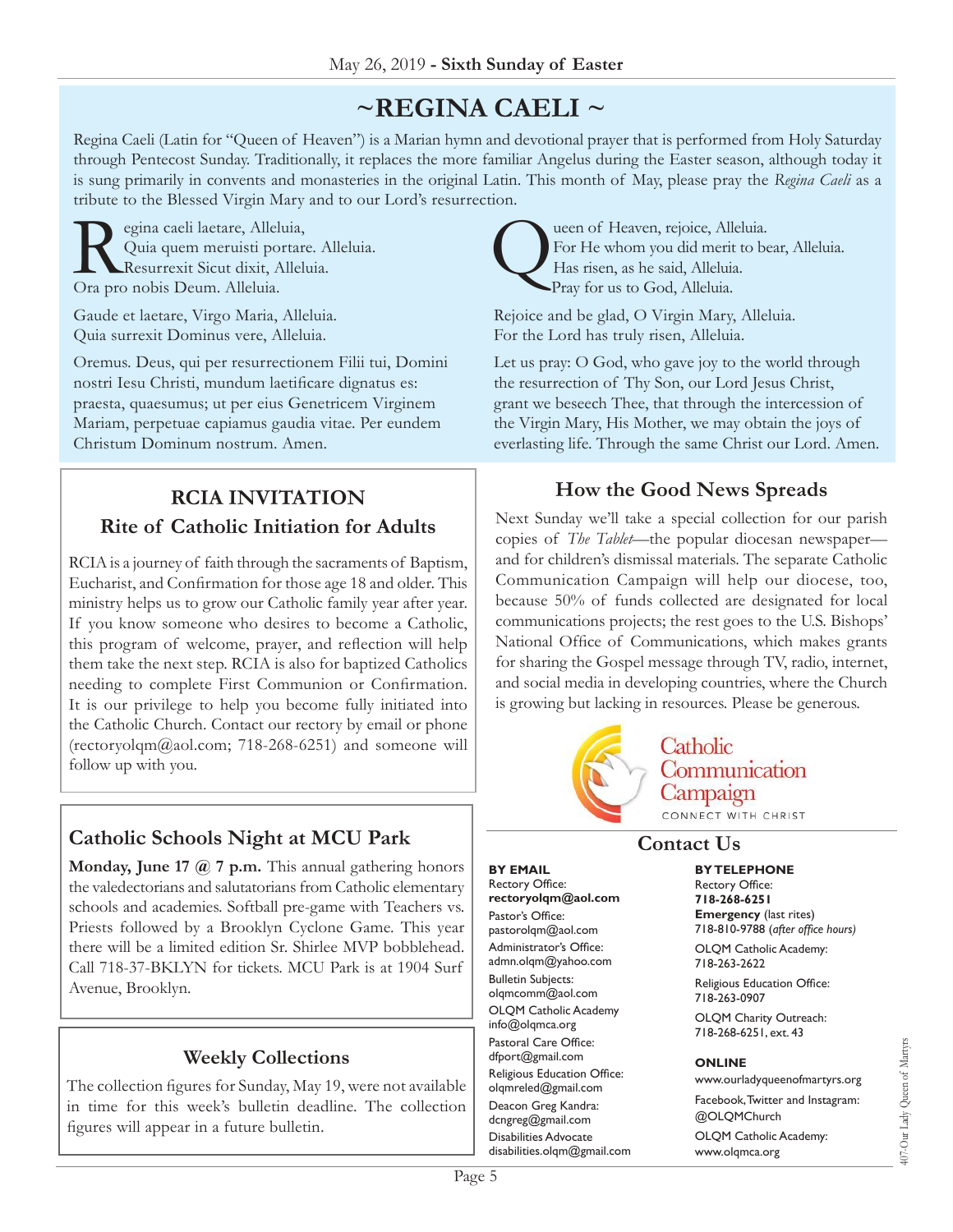# ~REGINA CAELI ~

Regina Caeli (Latin for "Queen of Heaven") is a Marian hymn and devotional prayer that is performed from Holy Saturday through Pentecost Sunday. Traditionally, it replaces the more familiar Angelus during the Easter season, although today it is sung primarily in convents and monasteries in the original Latin. This month of May, please pray the *Regina Caeli* as a tribute to the Blessed Virgin Mary and to our Lord's resurrection.

Regina caeli laetare, Alleluia,
Quia quem meruisti portare. Alleluia.
Resurrexit Sicut dixit, Alleluia.
Ora pro nobis Deum. Alleluia.

Gaude et laetare, Virgo Maria, Alleluia.
Quia surrexit Dominus vere, Alleluia.

Oremus. Deus, qui per resurrectionem Filii tui, Domini nostri Iesu Christi, mundum laetificare dignatus es: praesta, quaesumus; ut per eius Genetricem Virginem Mariam, perpetuae capiamus gaudia vitae. Per eundem Christum Dominum nostrum. Amen.

Queen of Heaven, rejoice, Alleluia.
For He whom you did merit to bear, Alleluia.
Has risen, as he said, Alleluia.
Pray for us to God, Alleluia.

Rejoice and be glad, O Virgin Mary, Alleluia.
For the Lord has truly risen, Alleluia.

Let us pray: O God, who gave joy to the world through the resurrection of Thy Son, our Lord Jesus Christ, grant we beseech Thee, that through the intercession of the Virgin Mary, His Mother, we may obtain the joys of everlasting life. Through the same Christ our Lord. Amen.

## RCIA INVITATION
### Rite of Catholic Initiation for Adults

RCIA is a journey of faith through the sacraments of Baptism, Eucharist, and Confirmation for those age 18 and older. This ministry helps us to grow our Catholic family year after year. If you know someone who desires to become a Catholic, this program of welcome, prayer, and reflection will help them take the next step. RCIA is also for baptized Catholics needing to complete First Communion or Confirmation. It is our privilege to help you become fully initiated into the Catholic Church. Contact our rectory by email or phone (rectoryolqm@aol.com; 718-268-6251) and someone will follow up with you.

## Catholic Schools Night at MCU Park

**Monday, June 17 @ 7 p.m.** This annual gathering honors the valedictorians and salutatorians from Catholic elementary schools and academies. Softball pre-game with Teachers vs. Priests followed by a Brooklyn Cyclone Game. This year there will be a limited edition Sr. Shirlee MVP bobblehead. Call 718-37-BKLYN for tickets. MCU Park is at 1904 Surf Avenue, Brooklyn.

## Weekly Collections

The collection figures for Sunday, May 19, were not available in time for this week's bulletin deadline. The collection figures will appear in a future bulletin.

## How the Good News Spreads

Next Sunday we'll take a special collection for our parish copies of *The Tablet*—the popular diocesan newspaper—and for children's dismissal materials. The separate Catholic Communication Campaign will help our diocese, too, because 50% of funds collected are designated for local communications projects; the rest goes to the U.S. Bishops' National Office of Communications, which makes grants for sharing the Gospel message through TV, radio, internet, and social media in developing countries, where the Church is growing but lacking in resources. Please be generous.

Catholic Communication Campaign
CONNECT WITH CHRIST

## Contact Us

**BY EMAIL**

Rectory Office:
**rectoryolqm@aol.com**

Pastor's Office:
pastorolqm@aol.com

Administrator's Office:
admn.olqm@yahoo.com

Bulletin Subjects:
olqmcomm@aol.com

OLQM Catholic Academy
info@olqmca.org

Pastoral Care Office:
dfport@gmail.com

Religious Education Office:
olqmreled@gmail.com

Deacon Greg Kandra:
dcngreg@gmail.com

Disabilities Advocate
disabilities.olqm@gmail.com

**BY TELEPHONE**

Rectory Office:
**718-268-6251**

**Emergency** (last rites)
718-810-9788 (*after office hours*)

OLQM Catholic Academy:
718-263-2622

Religious Education Office:
718-263-0907

OLQM Charity Outreach:
718-268-6251, ext. 43

**ONLINE**

www.ourladyqueenofmartyrs.org

Facebook, Twitter and Instagram:
@OLQMChurch

OLQM Catholic Academy:
www.olqmca.org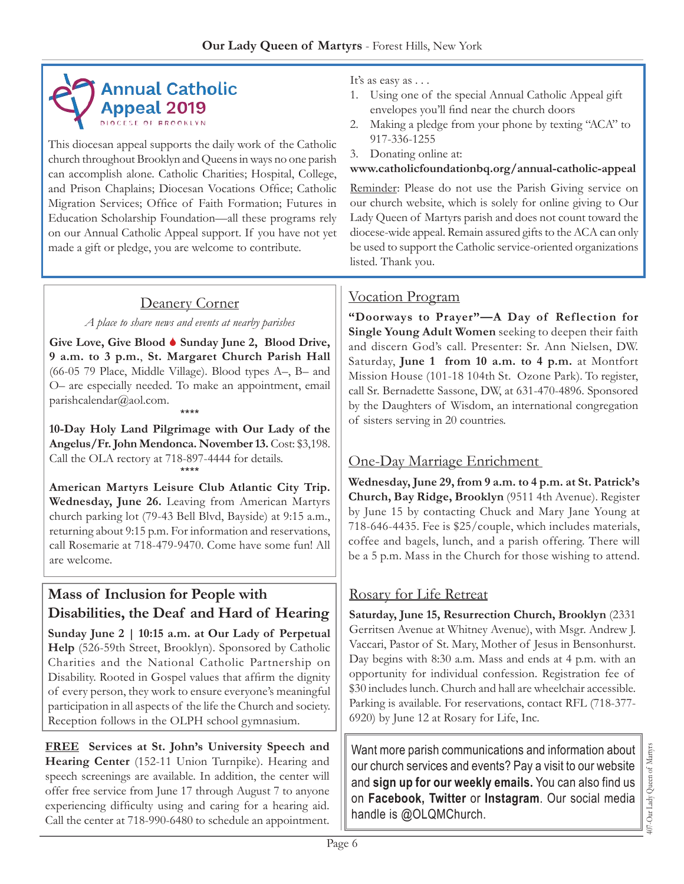# Annual Catholic Appeal 2019

DIOCESE OF BROOKLYN

This diocesan appeal supports the daily work of the Catholic church throughout Brooklyn and Queens in ways no one parish can accomplish alone. Catholic Charities; Hospital, College, and Prison Chaplains; Diocesan Vocations Office; Catholic Migration Services; Office of Faith Formation; Futures in Education Scholarship Foundation—all these programs rely on our Annual Catholic Appeal support. If you have not yet made a gift or pledge, you are welcome to contribute.

It's as easy as . . .

1. Using one of the special Annual Catholic Appeal gift envelopes you'll find near the church doors
2. Making a pledge from your phone by texting "ACA" to 917-336-1255
3. Donating online at:

**www.catholicfoundationbq.org/annual-catholic-appeal**

Reminder: Please do not use the Parish Giving service on our church website, which is solely for online giving to Our Lady Queen of Martyrs parish and does not count toward the diocese-wide appeal. Remain assured gifts to the ACA can only be used to support the Catholic service-oriented organizations listed. Thank you.

## Deanery Corner

*A place to share news and events at nearby parishes*

**Give Love, Give Blood 🩸 Sunday June 2, Blood Drive, 9 a.m. to 3 p.m., St. Margaret Church Parish Hall** (66-05 79 Place, Middle Village). Blood types A–, B– and O– are especially needed. To make an appointment, email parishcalendar@aol.com.

****

**10-Day Holy Land Pilgrimage with Our Lady of the Angelus/Fr. John Mendonca. November 13.** Cost: $3,198. Call the OLA rectory at 718-897-4444 for details.

****

**American Martyrs Leisure Club Atlantic City Trip. Wednesday, June 26.** Leaving from American Martyrs church parking lot (79-43 Bell Blvd, Bayside) at 9:15 a.m., returning about 9:15 p.m. For information and reservations, call Rosemarie at 718-479-9470. Come have some fun! All are welcome.

## Mass of Inclusion for People with Disabilities, the Deaf and Hard of Hearing

**Sunday June 2 | 10:15 a.m. at Our Lady of Perpetual Help** (526-59th Street, Brooklyn). Sponsored by Catholic Charities and the National Catholic Partnership on Disability. Rooted in Gospel values that affirm the dignity of every person, they work to ensure everyone's meaningful participation in all aspects of the life the Church and society. Reception follows in the OLPH school gymnasium.

**FREE Services at St. John's University Speech and Hearing Center** (152-11 Union Turnpike). Hearing and speech screenings are available. In addition, the center will offer free service from June 17 through August 7 to anyone experiencing difficulty using and caring for a hearing aid. Call the center at 718-990-6480 to schedule an appointment.

## Vocation Program

**"Doorways to Prayer"—A Day of Reflection for Single Young Adult Women** seeking to deepen their faith and discern God's call. Presenter: Sr. Ann Nielsen, DW. Saturday, **June 1 from 10 a.m. to 4 p.m.** at Montfort Mission House (101-18 104th St. Ozone Park). To register, call Sr. Bernadette Sassone, DW, at 631-470-4896. Sponsored by the Daughters of Wisdom, an international congregation of sisters serving in 20 countries.

## One-Day Marriage Enrichment

**Wednesday, June 29, from 9 a.m. to 4 p.m. at St. Patrick's Church, Bay Ridge, Brooklyn** (9511 4th Avenue). Register by June 15 by contacting Chuck and Mary Jane Young at 718-646-4435. Fee is $25/couple, which includes materials, coffee and bagels, lunch, and a parish offering. There will be a 5 p.m. Mass in the Church for those wishing to attend.

## Rosary for Life Retreat

**Saturday, June 15, Resurrection Church, Brooklyn** (2331 Gerritsen Avenue at Whitney Avenue), with Msgr. Andrew J. Vaccari, Pastor of St. Mary, Mother of Jesus in Bensonhurst. Day begins with 8:30 a.m. Mass and ends at 4 p.m. with an opportunity for individual confession. Registration fee of $30 includes lunch. Church and hall are wheelchair accessible. Parking is available. For reservations, contact RFL (718-377-6920) by June 12 at Rosary for Life, Inc.

Want more parish communications and information about our church services and events? Pay a visit to our website and **sign up for our weekly emails.** You can also find us on **Facebook, Twitter** or **Instagram**. Our social media handle is @OLQMChurch.